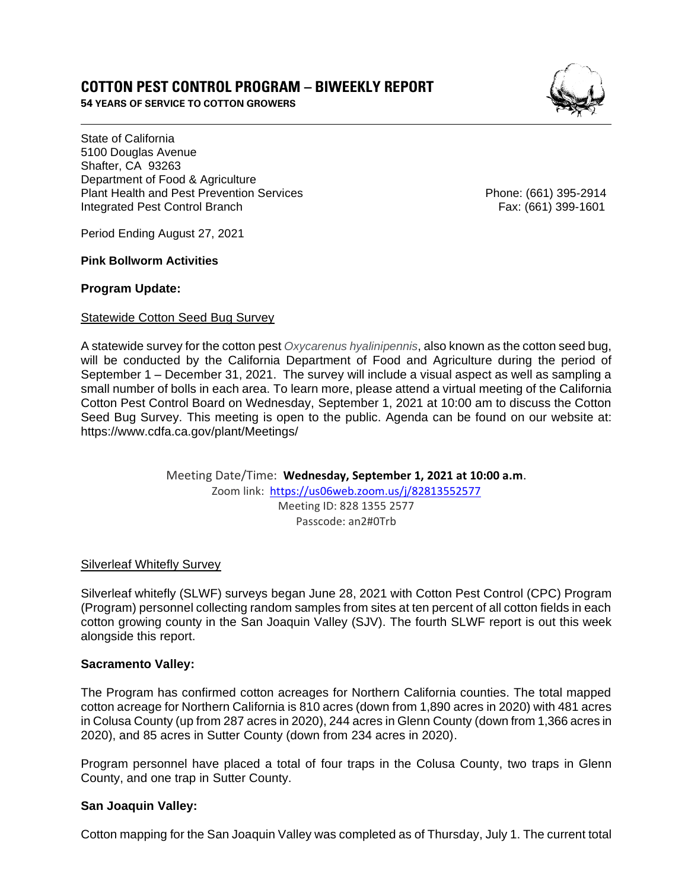# COTTON PEST CONTROL PROGRAM – BIWEEKLY REPORT

**54 YEARS OF SERVICE TO COTTON GROWERS**

State of California
5100 Douglas Avenue
Shafter, CA 93263
Department of Food & Agriculture
Plant Health and Pest Prevention Services
Integrated Pest Control Branch

Phone: (661) 395-2914
Fax: (661) 399-1601

Period Ending August 27, 2021

**Pink Bollworm Activities**

**Program Update:**

Statewide Cotton Seed Bug Survey

A statewide survey for the cotton pest *Oxycarenus hyalinipennis*, also known as the cotton seed bug, will be conducted by the California Department of Food and Agriculture during the period of September 1 – December 31, 2021. The survey will include a visual aspect as well as sampling a small number of bolls in each area. To learn more, please attend a virtual meeting of the California Cotton Pest Control Board on Wednesday, September 1, 2021 at 10:00 am to discuss the Cotton Seed Bug Survey. This meeting is open to the public. Agenda can be found on our website at: https://www.cdfa.ca.gov/plant/Meetings/

Meeting Date/Time: **Wednesday, September 1, 2021 at 10:00 a.m**.
Zoom link: https://us06web.zoom.us/j/82813552577
Meeting ID: 828 1355 2577
Passcode: an2#0Trb

Silverleaf Whitefly Survey

Silverleaf whitefly (SLWF) surveys began June 28, 2021 with Cotton Pest Control (CPC) Program (Program) personnel collecting random samples from sites at ten percent of all cotton fields in each cotton growing county in the San Joaquin Valley (SJV). The fourth SLWF report is out this week alongside this report.

**Sacramento Valley:**

The Program has confirmed cotton acreages for Northern California counties. The total mapped cotton acreage for Northern California is 810 acres (down from 1,890 acres in 2020) with 481 acres in Colusa County (up from 287 acres in 2020), 244 acres in Glenn County (down from 1,366 acres in 2020), and 85 acres in Sutter County (down from 234 acres in 2020).

Program personnel have placed a total of four traps in the Colusa County, two traps in Glenn County, and one trap in Sutter County.

**San Joaquin Valley:**

Cotton mapping for the San Joaquin Valley was completed as of Thursday, July 1. The current total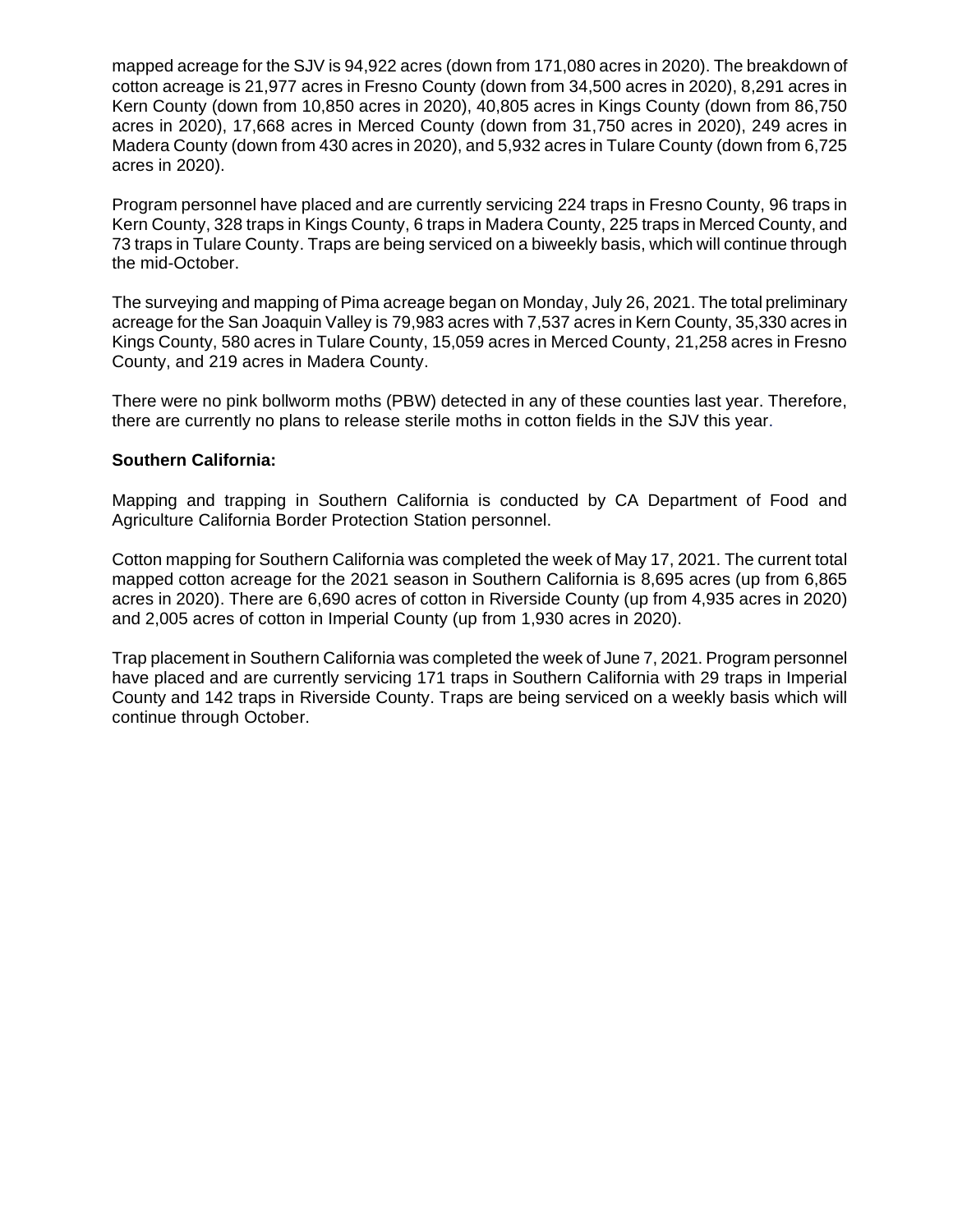mapped acreage for the SJV is 94,922 acres (down from 171,080 acres in 2020). The breakdown of cotton acreage is 21,977 acres in Fresno County (down from 34,500 acres in 2020), 8,291 acres in Kern County (down from 10,850 acres in 2020), 40,805 acres in Kings County (down from 86,750 acres in 2020), 17,668 acres in Merced County (down from 31,750 acres in 2020), 249 acres in Madera County (down from 430 acres in 2020), and 5,932 acres in Tulare County (down from 6,725 acres in 2020).

Program personnel have placed and are currently servicing 224 traps in Fresno County, 96 traps in Kern County, 328 traps in Kings County, 6 traps in Madera County, 225 traps in Merced County, and 73 traps in Tulare County. Traps are being serviced on a biweekly basis, which will continue through the mid-October.

The surveying and mapping of Pima acreage began on Monday, July 26, 2021. The total preliminary acreage for the San Joaquin Valley is 79,983 acres with 7,537 acres in Kern County, 35,330 acres in Kings County, 580 acres in Tulare County, 15,059 acres in Merced County, 21,258 acres in Fresno County, and 219 acres in Madera County.

There were no pink bollworm moths (PBW) detected in any of these counties last year. Therefore, there are currently no plans to release sterile moths in cotton fields in the SJV this year.

**Southern California:**

Mapping and trapping in Southern California is conducted by CA Department of Food and Agriculture California Border Protection Station personnel.

Cotton mapping for Southern California was completed the week of May 17, 2021. The current total mapped cotton acreage for the 2021 season in Southern California is 8,695 acres (up from 6,865 acres in 2020). There are 6,690 acres of cotton in Riverside County (up from 4,935 acres in 2020) and 2,005 acres of cotton in Imperial County (up from 1,930 acres in 2020).

Trap placement in Southern California was completed the week of June 7, 2021. Program personnel have placed and are currently servicing 171 traps in Southern California with 29 traps in Imperial County and 142 traps in Riverside County. Traps are being serviced on a weekly basis which will continue through October.